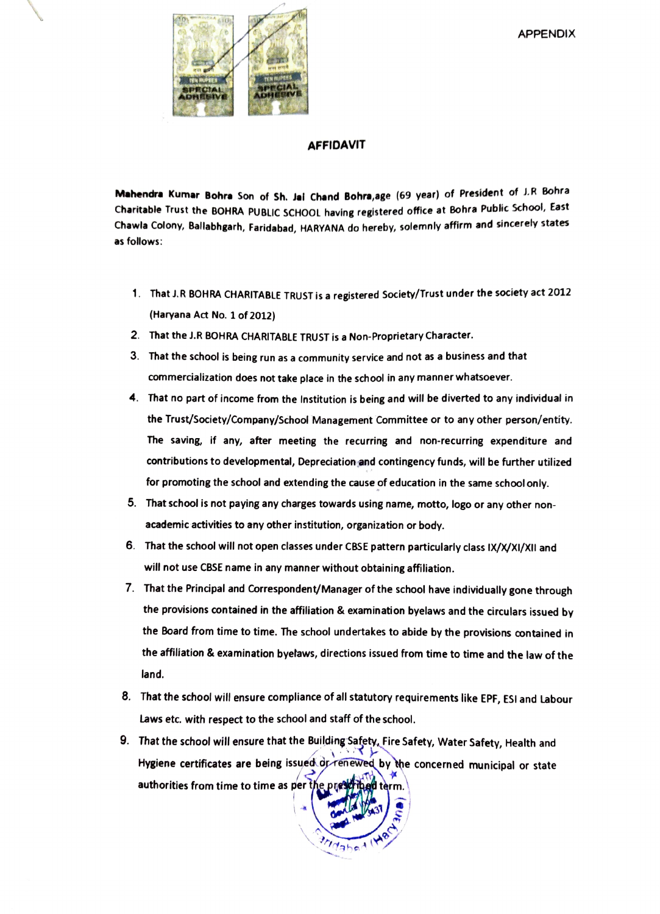APPENDIX

## AFFIDAVIT

**Mahendra Kumar Bohra** Son of Sh. Jai Chand Bohra,age (69 year) of President of J.R Bohra Charitable Trust the BOHRA PUBLIC SCHOOL having registered office at Bohra Public School, East Chawla Colony, Ballabhgarh, Faridabad, HARYANA do hereby, solemnly affirm and sincerely states as follows:

1. That J.R BOHRA CHARITABLE TRUST is a registered Society/Trust under the society act 2012 (Haryana Act No. 1 of 2012)
2. That the J.R BOHRA CHARITABLE TRUST is a Non-Proprietary Character.
3. That the school is being run as a community service and not as a business and that commercialization does not take place in the school in any manner whatsoever.
4. That no part of income from the Institution is being and will be diverted to any individual in the Trust/Society/Company/School Management Committee or to any other person/entity. The saving, if any, after meeting the recurring and non-recurring expenditure and contributions to developmental, Depreciation and contingency funds, will be further utilized for promoting the school and extending the cause of education in the same school only.
5. That school is not paying any charges towards using name, motto, logo or any other non-academic activities to any other institution, organization or body.
6. That the school will not open classes under CBSE pattern particularly class IX/X/XI/XII and will not use CBSE name in any manner without obtaining affiliation.
7. That the Principal and Correspondent/Manager of the school have individually gone through the provisions contained in the affiliation & examination byelaws and the circulars issued by the Board from time to time. The school undertakes to abide by the provisions contained in the affiliation & examination byelaws, directions issued from time to time and the law of the land.
8. That the school will ensure compliance of all statutory requirements like EPF, ESI and Labour Laws etc. with respect to the school and staff of the school.
9. That the school will ensure that the Building Safety, Fire Safety, Water Safety, Health and Hygiene certificates are being issued or renewed by the concerned municipal or state authorities from time to time as per the prescribed term.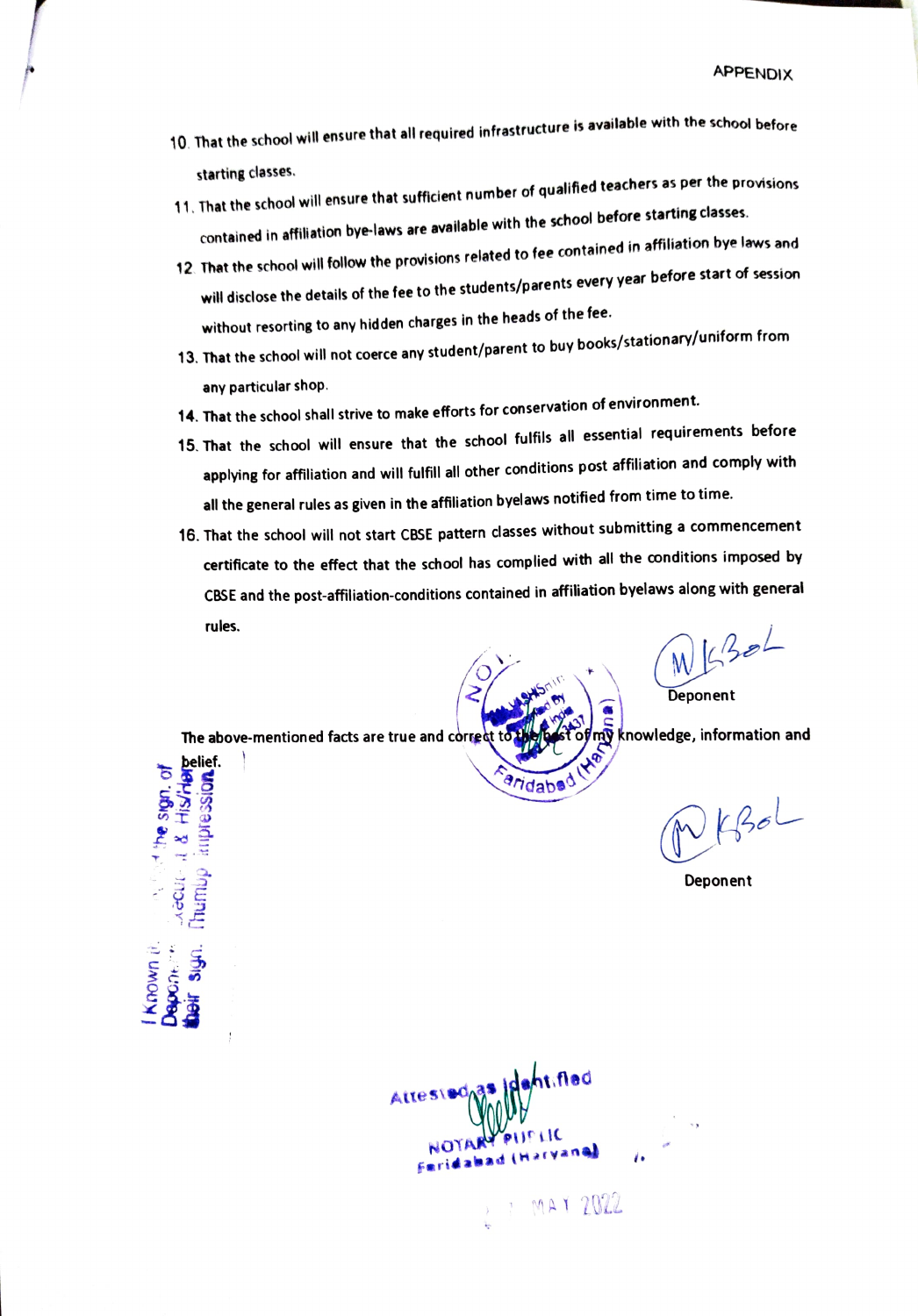APPENDIX

10. That the school will ensure that all required infrastructure is available with the school before starting classes.
11. That the school will ensure that sufficient number of qualified teachers as per the provisions contained in affiliation bye-laws are available with the school before starting classes.
12. That the school will follow the provisions related to fee contained in affiliation bye laws and will disclose the details of the fee to the students/parents every year before start of session without resorting to any hidden charges in the heads of the fee.
13. That the school will not coerce any student/parent to buy books/stationary/uniform from any particular shop.
14. That the school shall strive to make efforts for conservation of environment.
15. That the school will ensure that the school fulfils all essential requirements before applying for affiliation and will fulfill all other conditions post affiliation and comply with all the general rules as given in the affiliation byelaws notified from time to time.
16. That the school will not start CBSE pattern classes without submitting a commencement certificate to the effect that the school has complied with all the conditions imposed by CBSE and the post-affiliation-conditions contained in affiliation byelaws along with general rules.

Deponent

The above-mentioned facts are true and correct to the best of my knowledge, information and belief.

Deponent

I Known the Deponent ... & His/Her ... the sign. of their sign. Thumb impression

Attested as Identified
NOTARY PUBLIC
Faridabad (Haryana)

MAY 2022